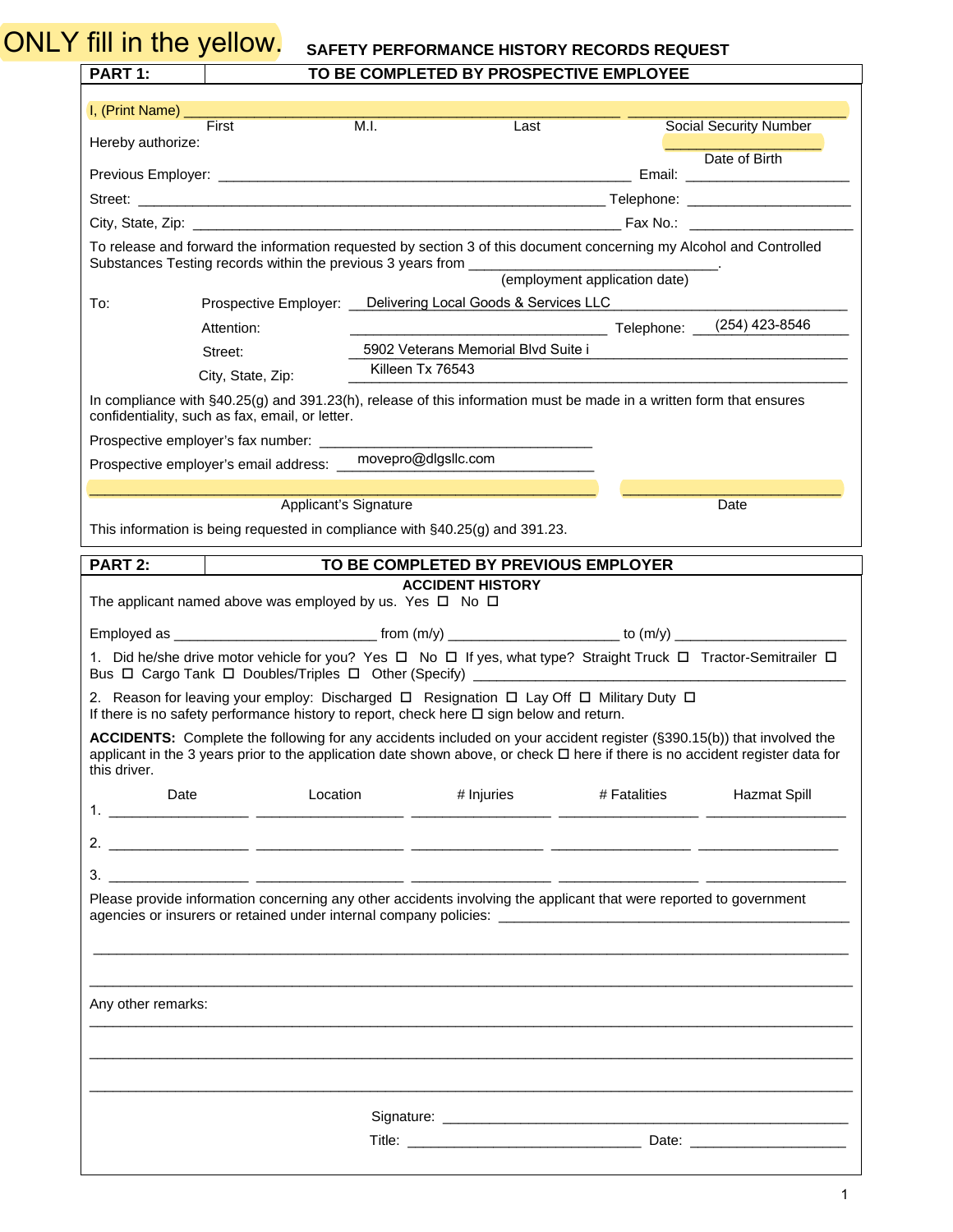ONLY fill in the yellow.

# SAFETY PERFORMANCE HISTORY RECORDS REQUEST

## PART 1: TO BE COMPLETED BY PROSPECTIVE EMPLOYEE

I, (Print Name) ______________________________________________ ______________________

First M.I. Last Social Security Number

Hereby authorize: ______________________

Date of Birth

Previous Employer: ______________________________ Email: ______________________

Street: ______________________________ Telephone: ______________________

City, State, Zip: ______________________________ Fax No.: ______________________

To release and forward the information requested by section 3 of this document concerning my Alcohol and Controlled Substances Testing records within the previous 3 years from ______________________.

(employment application date)

To: Prospective Employer: Delivering Local Goods & Services LLC

Attention: ______________________ Telephone: (254) 423-8546

Street: 5902 Veterans Memorial Blvd Suite i

City, State, Zip: Killeen Tx 76543

In compliance with §40.25(g) and 391.23(h), release of this information must be made in a written form that ensures confidentiality, such as fax, email, or letter.

Prospective employer's fax number: ______________________

Prospective employer's email address: movepro@dlgsllc.com

______________________________ ______________________

Applicant's Signature Date

This information is being requested in compliance with §40.25(g) and 391.23.

## PART 2: TO BE COMPLETED BY PREVIOUS EMPLOYER

### ACCIDENT HISTORY

The applicant named above was employed by us. Yes ☐ No ☐

Employed as ______________________ from (m/y) ______________________ to (m/y) ______________________

1. Did he/she drive motor vehicle for you? Yes ☐ No ☐ If yes, what type? Straight Truck ☐ Tractor-Semitrailer ☐ Bus ☐ Cargo Tank ☐ Doubles/Triples ☐ Other (Specify) ______________________

2. Reason for leaving your employ: Discharged ☐ Resignation ☐ Lay Off ☐ Military Duty ☐

If there is no safety performance history to report, check here ☐ sign below and return.

**ACCIDENTS:** Complete the following for any accidents included on your accident register (§390.15(b)) that involved the applicant in the 3 years prior to the application date shown above, or check ☐ here if there is no accident register data for this driver.

| | Date | Location | # Injuries | # Fatalities | Hazmat Spill |
|---|---|---|---|---|---|
| 1. | | | | | |
| 2. | | | | | |
| 3. | | | | | |

Please provide information concerning any other accidents involving the applicant that were reported to government agencies or insurers or retained under internal company policies: ______________________

______________________________________________________________________

______________________________________________________________________

Any other remarks:

______________________________________________________________________

______________________________________________________________________

______________________________________________________________________

Signature: ______________________________

Title: ______________________ Date: ______________________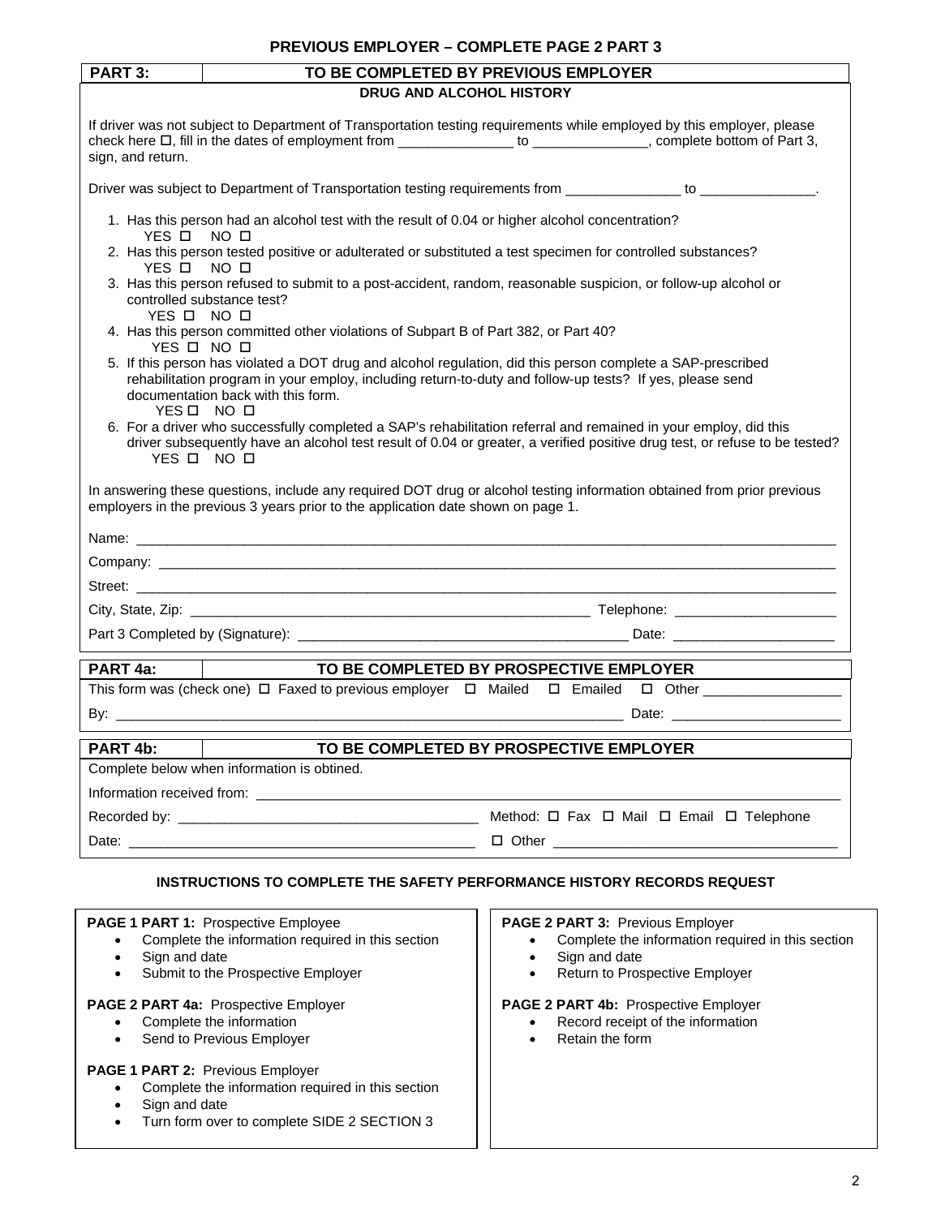**PREVIOUS EMPLOYER – COMPLETE PAGE 2 PART 3**

| **PART 3:** | **TO BE COMPLETED BY PREVIOUS EMPLOYER** |
|---|---|

**DRUG AND ALCOHOL HISTORY**

If driver was not subject to Department of Transportation testing requirements while employed by this employer, please check here ☐, fill in the dates of employment from _______________ to _______________, complete bottom of Part 3, sign, and return.

Driver was subject to Department of Transportation testing requirements from _______________ to _______________.

1. Has this person had an alcohol test with the result of 0.04 or higher alcohol concentration?
   YES ☐ NO ☐
2. Has this person tested positive or adulterated or substituted a test specimen for controlled substances?
   YES ☐ NO ☐
3. Has this person refused to submit to a post-accident, random, reasonable suspicion, or follow-up alcohol or controlled substance test?
   YES ☐ NO ☐
4. Has this person committed other violations of Subpart B of Part 382, or Part 40?
   YES ☐ NO ☐
5. If this person has violated a DOT drug and alcohol regulation, did this person complete a SAP-prescribed rehabilitation program in your employ, including return-to-duty and follow-up tests? If yes, please send documentation back with this form.
   YES ☐ NO ☐
6. For a driver who successfully completed a SAP's rehabilitation referral and remained in your employ, did this driver subsequently have an alcohol test result of 0.04 or greater, a verified positive drug test, or refuse to be tested?
   YES ☐ NO ☐

In answering these questions, include any required DOT drug or alcohol testing information obtained from prior previous employers in the previous 3 years prior to the application date shown on page 1.

Name: ____________________________________________________________

Company: ____________________________________________________________

Street: ____________________________________________________________

City, State, Zip: ____________________________________ Telephone: ____________________

Part 3 Completed by (Signature): ____________________________________ Date: ____________________

| **PART 4a:** | **TO BE COMPLETED BY PROSPECTIVE EMPLOYER** |
|---|---|

This form was (check one) ☐ Faxed to previous employer ☐ Mailed ☐ Emailed ☐ Other __________________

By: ____________________________________________________________ Date: ____________________

| **PART 4b:** | **TO BE COMPLETED BY PROSPECTIVE EMPLOYER** |
|---|---|

Complete below when information is obtined.

Information received from: ____________________________________________________________

Recorded by: ____________________________________ Method: ☐ Fax ☐ Mail ☐ Email ☐ Telephone

Date: ____________________________________ ☐ Other ____________________________________

**INSTRUCTIONS TO COMPLETE THE SAFETY PERFORMANCE HISTORY RECORDS REQUEST**

**PAGE 1 PART 1:** Prospective Employee
- Complete the information required in this section
- Sign and date
- Submit to the Prospective Employer

**PAGE 2 PART 4a:** Prospective Employer
- Complete the information
- Send to Previous Employer

**PAGE 1 PART 2:** Previous Employer
- Complete the information required in this section
- Sign and date
- Turn form over to complete SIDE 2 SECTION 3

**PAGE 2 PART 3:** Previous Employer
- Complete the information required in this section
- Sign and date
- Return to Prospective Employer

**PAGE 2 PART 4b:** Prospective Employer
- Record receipt of the information
- Retain the form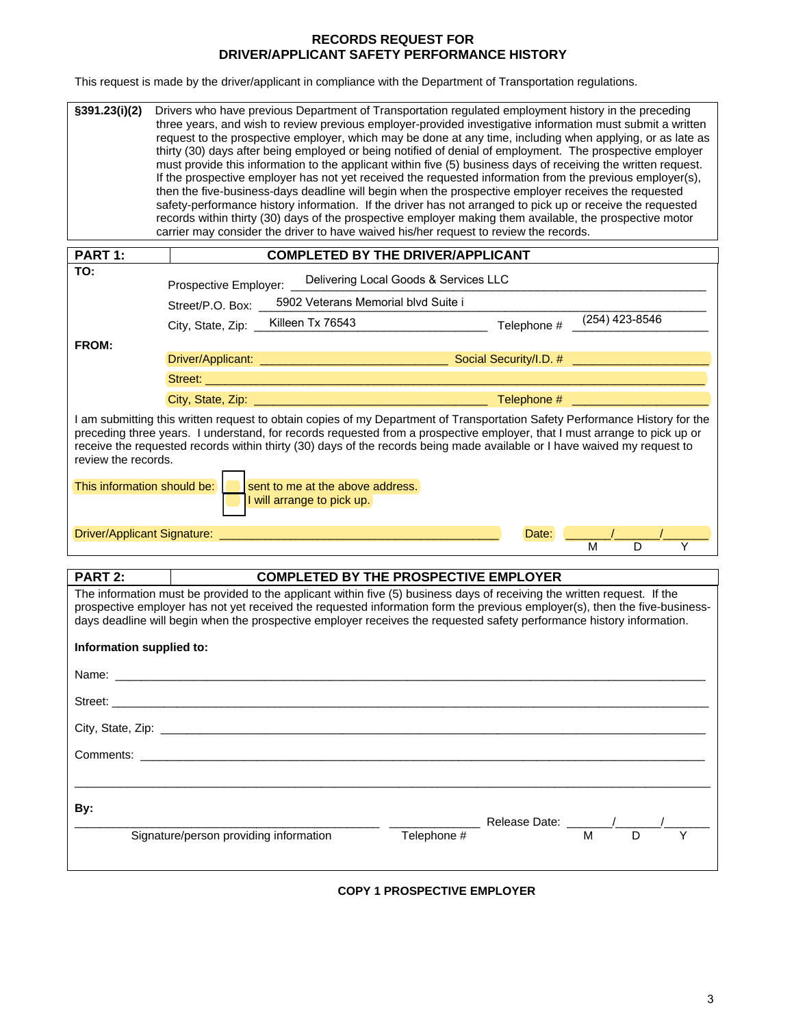# RECORDS REQUEST FOR DRIVER/APPLICANT SAFETY PERFORMANCE HISTORY

This request is made by the driver/applicant in compliance with the Department of Transportation regulations.

**§391.23(i)(2)** Drivers who have previous Department of Transportation regulated employment history in the preceding three years, and wish to review previous employer-provided investigative information must submit a written request to the prospective employer, which may be done at any time, including when applying, or as late as thirty (30) days after being employed or being notified of denial of employment. The prospective employer must provide this information to the applicant within five (5) business days of receiving the written request. If the prospective employer has not yet received the requested information from the previous employer(s), then the five-business-days deadline will begin when the prospective employer receives the requested safety-performance history information. If the driver has not arranged to pick up or receive the requested records within thirty (30) days of the prospective employer making them available, the prospective motor carrier may consider the driver to have waived his/her request to review the records.

## PART 1: COMPLETED BY THE DRIVER/APPLICANT

**TO:**

Prospective Employer: Delivering Local Goods & Services LLC

Street/P.O. Box: 5902 Veterans Memorial blvd Suite i

City, State, Zip: Killeen Tx 76543 Telephone # (254) 423-8546

**FROM:**

Driver/Applicant: ____________________ Social Security/I.D. # ____________________

Street: ____________________

City, State, Zip: ____________________ Telephone # ____________________

I am submitting this written request to obtain copies of my Department of Transportation Safety Performance History for the preceding three years. I understand, for records requested from a prospective employer, that I must arrange to pick up or receive the requested records within thirty (30) days of the records being made available or I have waived my request to review the records.

This information should be:
- ☐ sent to me at the above address.
- ☐ I will arrange to pick up.

Driver/Applicant Signature: ____________________ Date: ____/____/____ (M D Y)

## PART 2: COMPLETED BY THE PROSPECTIVE EMPLOYER

The information must be provided to the applicant within five (5) business days of receiving the written request. If the prospective employer has not yet received the requested information form the previous employer(s), then the five-business-days deadline will begin when the prospective employer receives the requested safety performance history information.

**Information supplied to:**

Name: ____________________

Street: ____________________

City, State, Zip: ____________________

Comments: ____________________

____________________

**By:**

____________________ ____________________ Release Date: ____/____/____

Signature/person providing information Telephone # (M D Y)

**COPY 1 PROSPECTIVE EMPLOYER**